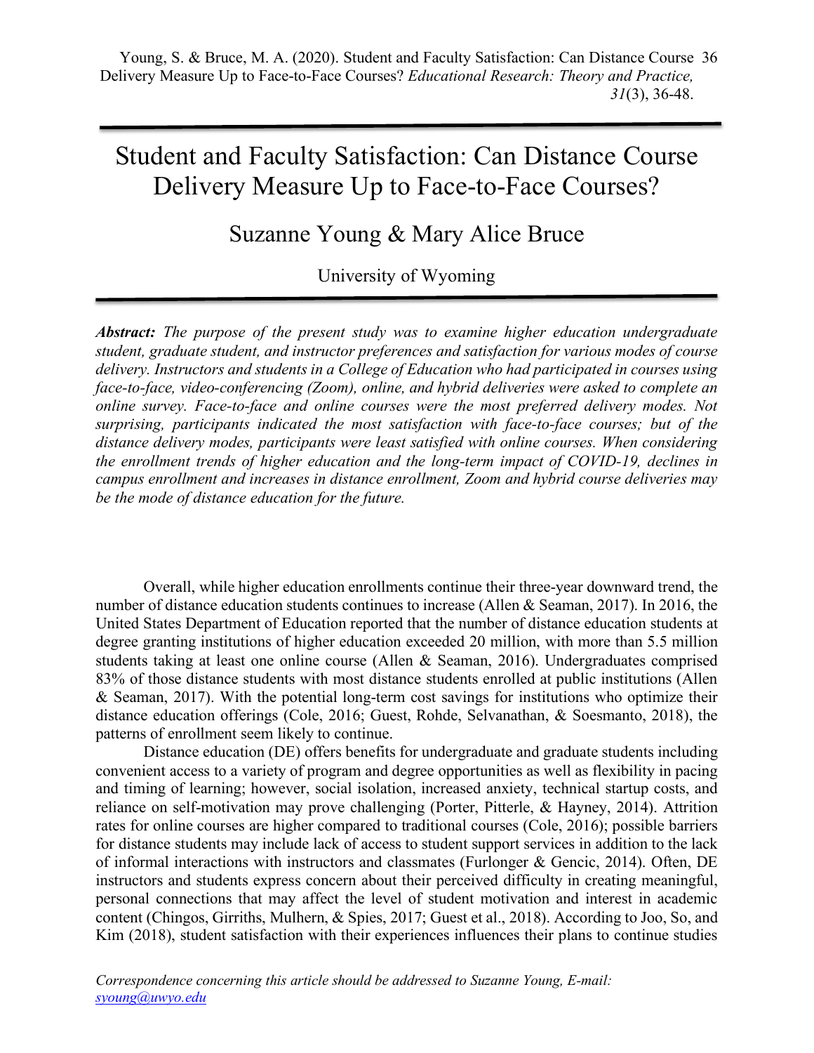# Student and Faculty Satisfaction: Can Distance Course Delivery Measure Up to Face-to-Face Courses?

## Suzanne Young & Mary Alice Bruce

University of Wyoming

***Abstract:*** *The purpose of the present study was to examine higher education undergraduate student, graduate student, and instructor preferences and satisfaction for various modes of course delivery. Instructors and students in a College of Education who had participated in courses using face-to-face, video-conferencing (Zoom), online, and hybrid deliveries were asked to complete an online survey. Face-to-face and online courses were the most preferred delivery modes. Not surprising, participants indicated the most satisfaction with face-to-face courses; but of the distance delivery modes, participants were least satisfied with online courses. When considering the enrollment trends of higher education and the long-term impact of COVID-19, declines in campus enrollment and increases in distance enrollment, Zoom and hybrid course deliveries may be the mode of distance education for the future.*

Overall, while higher education enrollments continue their three-year downward trend, the number of distance education students continues to increase (Allen & Seaman, 2017). In 2016, the United States Department of Education reported that the number of distance education students at degree granting institutions of higher education exceeded 20 million, with more than 5.5 million students taking at least one online course (Allen & Seaman, 2016). Undergraduates comprised 83% of those distance students with most distance students enrolled at public institutions (Allen & Seaman, 2017). With the potential long-term cost savings for institutions who optimize their distance education offerings (Cole, 2016; Guest, Rohde, Selvanathan, & Soesmanto, 2018), the patterns of enrollment seem likely to continue.

Distance education (DE) offers benefits for undergraduate and graduate students including convenient access to a variety of program and degree opportunities as well as flexibility in pacing and timing of learning; however, social isolation, increased anxiety, technical startup costs, and reliance on self-motivation may prove challenging (Porter, Pitterle, & Hayney, 2014). Attrition rates for online courses are higher compared to traditional courses (Cole, 2016); possible barriers for distance students may include lack of access to student support services in addition to the lack of informal interactions with instructors and classmates (Furlonger & Gencic, 2014). Often, DE instructors and students express concern about their perceived difficulty in creating meaningful, personal connections that may affect the level of student motivation and interest in academic content (Chingos, Girriths, Mulhern, & Spies, 2017; Guest et al., 2018). According to Joo, So, and Kim (2018), student satisfaction with their experiences influences their plans to continue studies

*Correspondence concerning this article should be addressed to Suzanne Young, E-mail: syoung@uwyo.edu*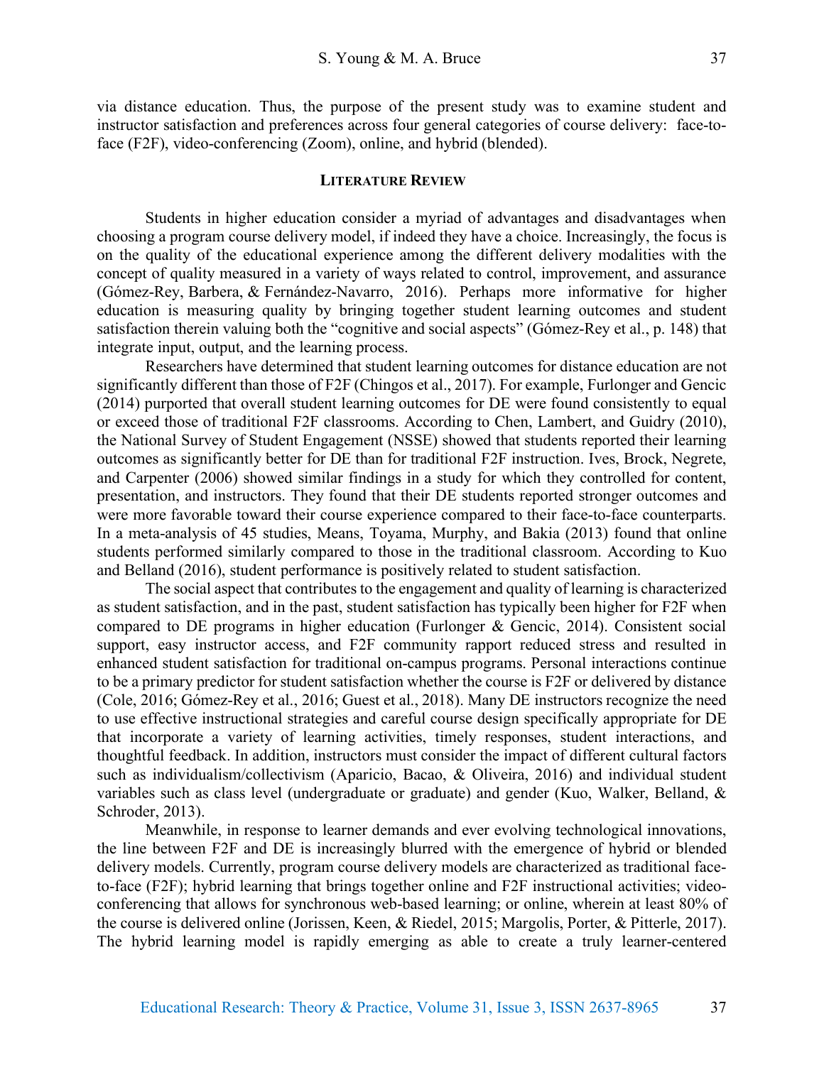via distance education. Thus, the purpose of the present study was to examine student and instructor satisfaction and preferences across four general categories of course delivery: face-to-face (F2F), video-conferencing (Zoom), online, and hybrid (blended).

## Literature Review

Students in higher education consider a myriad of advantages and disadvantages when choosing a program course delivery model, if indeed they have a choice. Increasingly, the focus is on the quality of the educational experience among the different delivery modalities with the concept of quality measured in a variety of ways related to control, improvement, and assurance (Gómez-Rey, Barbera, & Fernández-Navarro, 2016). Perhaps more informative for higher education is measuring quality by bringing together student learning outcomes and student satisfaction therein valuing both the "cognitive and social aspects" (Gómez-Rey et al., p. 148) that integrate input, output, and the learning process.

Researchers have determined that student learning outcomes for distance education are not significantly different than those of F2F (Chingos et al., 2017). For example, Furlonger and Gencic (2014) purported that overall student learning outcomes for DE were found consistently to equal or exceed those of traditional F2F classrooms. According to Chen, Lambert, and Guidry (2010), the National Survey of Student Engagement (NSSE) showed that students reported their learning outcomes as significantly better for DE than for traditional F2F instruction. Ives, Brock, Negrete, and Carpenter (2006) showed similar findings in a study for which they controlled for content, presentation, and instructors. They found that their DE students reported stronger outcomes and were more favorable toward their course experience compared to their face-to-face counterparts. In a meta-analysis of 45 studies, Means, Toyama, Murphy, and Bakia (2013) found that online students performed similarly compared to those in the traditional classroom. According to Kuo and Belland (2016), student performance is positively related to student satisfaction.

The social aspect that contributes to the engagement and quality of learning is characterized as student satisfaction, and in the past, student satisfaction has typically been higher for F2F when compared to DE programs in higher education (Furlonger & Gencic, 2014). Consistent social support, easy instructor access, and F2F community rapport reduced stress and resulted in enhanced student satisfaction for traditional on-campus programs. Personal interactions continue to be a primary predictor for student satisfaction whether the course is F2F or delivered by distance (Cole, 2016; Gómez-Rey et al., 2016; Guest et al., 2018). Many DE instructors recognize the need to use effective instructional strategies and careful course design specifically appropriate for DE that incorporate a variety of learning activities, timely responses, student interactions, and thoughtful feedback. In addition, instructors must consider the impact of different cultural factors such as individualism/collectivism (Aparicio, Bacao, & Oliveira, 2016) and individual student variables such as class level (undergraduate or graduate) and gender (Kuo, Walker, Belland, & Schroder, 2013).

Meanwhile, in response to learner demands and ever evolving technological innovations, the line between F2F and DE is increasingly blurred with the emergence of hybrid or blended delivery models. Currently, program course delivery models are characterized as traditional face-to-face (F2F); hybrid learning that brings together online and F2F instructional activities; video-conferencing that allows for synchronous web-based learning; or online, wherein at least 80% of the course is delivered online (Jorissen, Keen, & Riedel, 2015; Margolis, Porter, & Pitterle, 2017). The hybrid learning model is rapidly emerging as able to create a truly learner-centered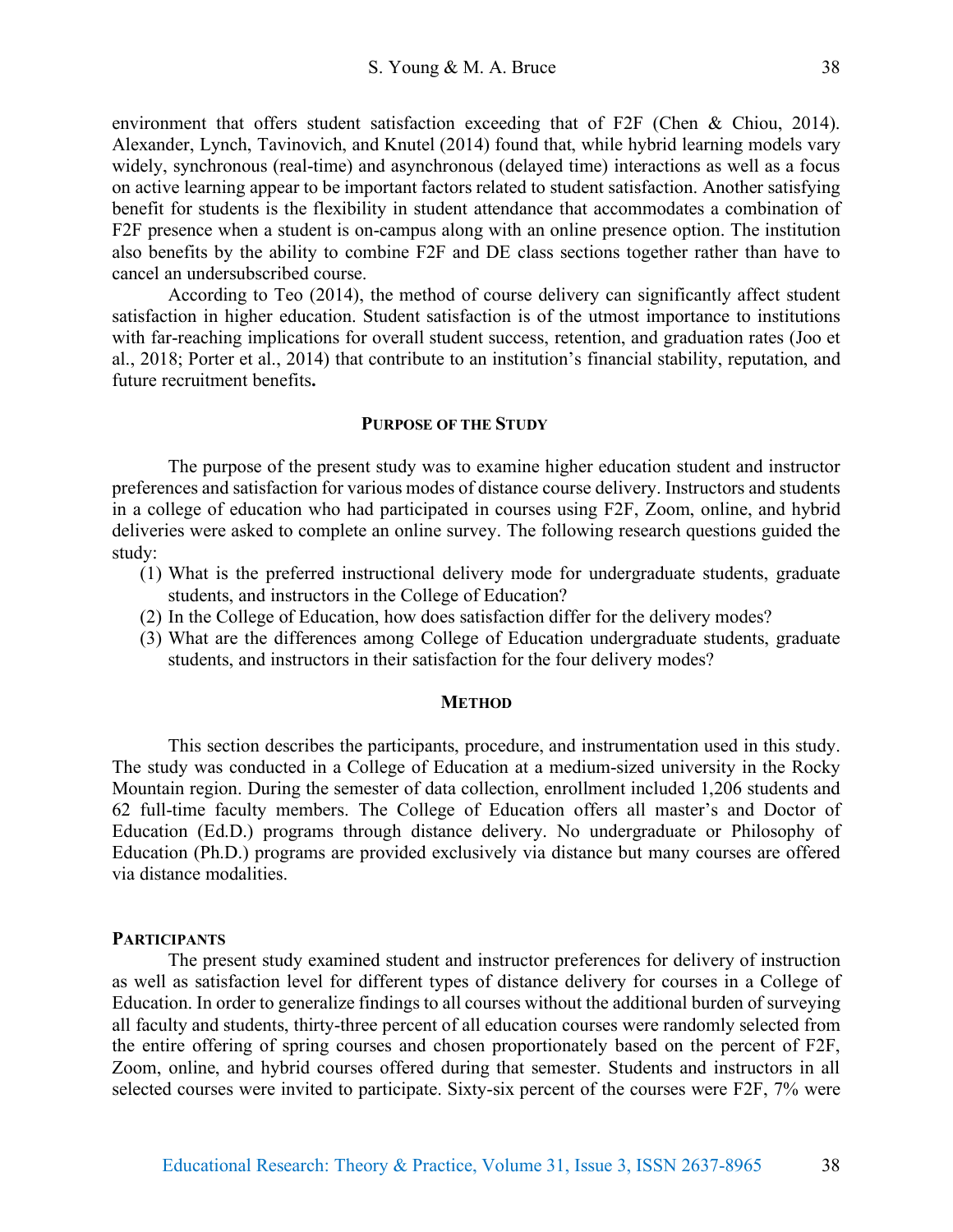environment that offers student satisfaction exceeding that of F2F (Chen & Chiou, 2014). Alexander, Lynch, Tavinovich, and Knutel (2014) found that, while hybrid learning models vary widely, synchronous (real-time) and asynchronous (delayed time) interactions as well as a focus on active learning appear to be important factors related to student satisfaction. Another satisfying benefit for students is the flexibility in student attendance that accommodates a combination of F2F presence when a student is on-campus along with an online presence option. The institution also benefits by the ability to combine F2F and DE class sections together rather than have to cancel an undersubscribed course.

According to Teo (2014), the method of course delivery can significantly affect student satisfaction in higher education. Student satisfaction is of the utmost importance to institutions with far-reaching implications for overall student success, retention, and graduation rates (Joo et al., 2018; Porter et al., 2014) that contribute to an institution's financial stability, reputation, and future recruitment benefits**.**

## Purpose of the Study

The purpose of the present study was to examine higher education student and instructor preferences and satisfaction for various modes of distance course delivery. Instructors and students in a college of education who had participated in courses using F2F, Zoom, online, and hybrid deliveries were asked to complete an online survey. The following research questions guided the study:

(1) What is the preferred instructional delivery mode for undergraduate students, graduate students, and instructors in the College of Education?
(2) In the College of Education, how does satisfaction differ for the delivery modes?
(3) What are the differences among College of Education undergraduate students, graduate students, and instructors in their satisfaction for the four delivery modes?

## Method

This section describes the participants, procedure, and instrumentation used in this study. The study was conducted in a College of Education at a medium-sized university in the Rocky Mountain region. During the semester of data collection, enrollment included 1,206 students and 62 full-time faculty members. The College of Education offers all master's and Doctor of Education (Ed.D.) programs through distance delivery. No undergraduate or Philosophy of Education (Ph.D.) programs are provided exclusively via distance but many courses are offered via distance modalities.

### Participants

The present study examined student and instructor preferences for delivery of instruction as well as satisfaction level for different types of distance delivery for courses in a College of Education. In order to generalize findings to all courses without the additional burden of surveying all faculty and students, thirty-three percent of all education courses were randomly selected from the entire offering of spring courses and chosen proportionately based on the percent of F2F, Zoom, online, and hybrid courses offered during that semester. Students and instructors in all selected courses were invited to participate. Sixty-six percent of the courses were F2F, 7% were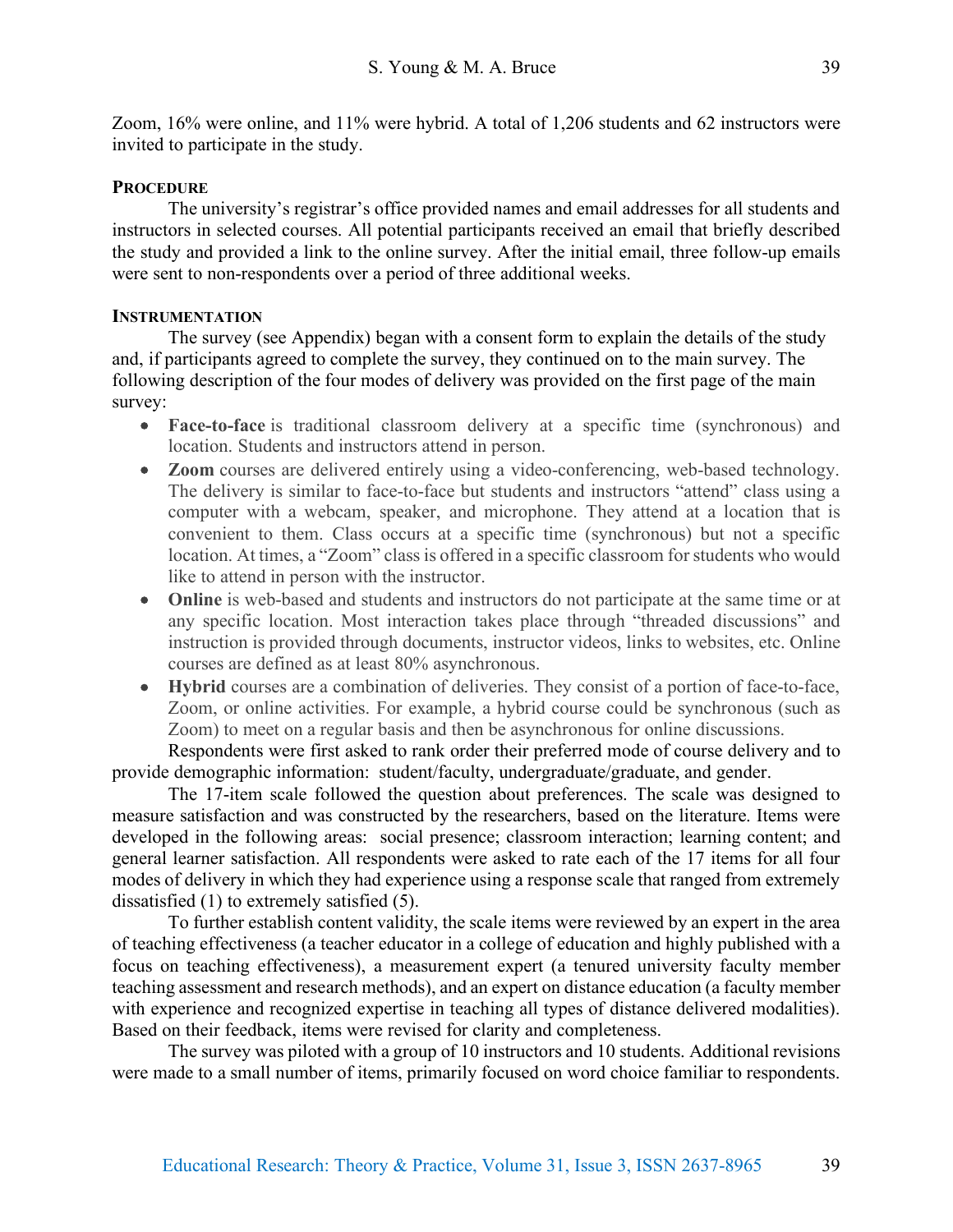Zoom, 16% were online, and 11% were hybrid. A total of 1,206 students and 62 instructors were invited to participate in the study.

### Procedure

The university's registrar's office provided names and email addresses for all students and instructors in selected courses. All potential participants received an email that briefly described the study and provided a link to the online survey. After the initial email, three follow-up emails were sent to non-respondents over a period of three additional weeks.

### Instrumentation

The survey (see Appendix) began with a consent form to explain the details of the study and, if participants agreed to complete the survey, they continued on to the main survey. The following description of the four modes of delivery was provided on the first page of the main survey:

- **Face-to-face** is traditional classroom delivery at a specific time (synchronous) and location. Students and instructors attend in person.
- **Zoom** courses are delivered entirely using a video-conferencing, web-based technology. The delivery is similar to face-to-face but students and instructors "attend" class using a computer with a webcam, speaker, and microphone. They attend at a location that is convenient to them. Class occurs at a specific time (synchronous) but not a specific location. At times, a "Zoom" class is offered in a specific classroom for students who would like to attend in person with the instructor.
- **Online** is web-based and students and instructors do not participate at the same time or at any specific location. Most interaction takes place through "threaded discussions" and instruction is provided through documents, instructor videos, links to websites, etc. Online courses are defined as at least 80% asynchronous.
- **Hybrid** courses are a combination of deliveries. They consist of a portion of face-to-face, Zoom, or online activities. For example, a hybrid course could be synchronous (such as Zoom) to meet on a regular basis and then be asynchronous for online discussions.

Respondents were first asked to rank order their preferred mode of course delivery and to provide demographic information: student/faculty, undergraduate/graduate, and gender.

The 17-item scale followed the question about preferences. The scale was designed to measure satisfaction and was constructed by the researchers, based on the literature. Items were developed in the following areas: social presence; classroom interaction; learning content; and general learner satisfaction. All respondents were asked to rate each of the 17 items for all four modes of delivery in which they had experience using a response scale that ranged from extremely dissatisfied (1) to extremely satisfied (5).

To further establish content validity, the scale items were reviewed by an expert in the area of teaching effectiveness (a teacher educator in a college of education and highly published with a focus on teaching effectiveness), a measurement expert (a tenured university faculty member teaching assessment and research methods), and an expert on distance education (a faculty member with experience and recognized expertise in teaching all types of distance delivered modalities). Based on their feedback, items were revised for clarity and completeness.

The survey was piloted with a group of 10 instructors and 10 students. Additional revisions were made to a small number of items, primarily focused on word choice familiar to respondents.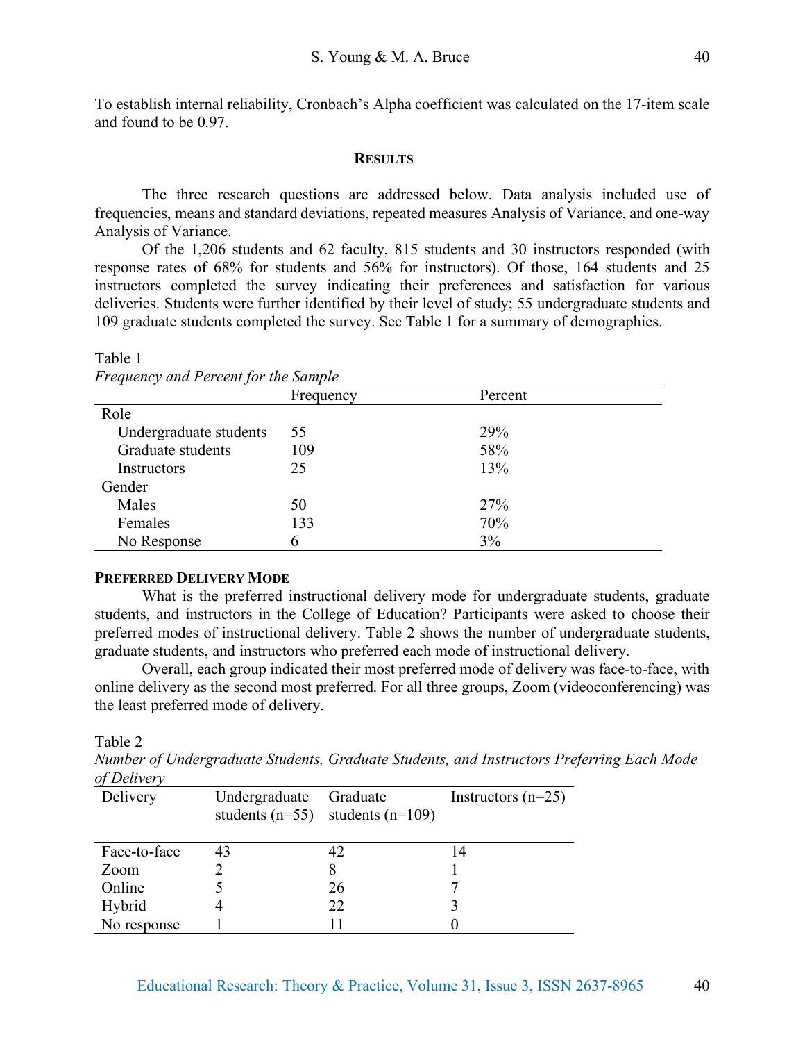To establish internal reliability, Cronbach's Alpha coefficient was calculated on the 17-item scale and found to be 0.97.

## RESULTS

The three research questions are addressed below. Data analysis included use of frequencies, means and standard deviations, repeated measures Analysis of Variance, and one-way Analysis of Variance.

Of the 1,206 students and 62 faculty, 815 students and 30 instructors responded (with response rates of 68% for students and 56% for instructors). Of those, 164 students and 25 instructors completed the survey indicating their preferences and satisfaction for various deliveries. Students were further identified by their level of study; 55 undergraduate students and 109 graduate students completed the survey. See Table 1 for a summary of demographics.

Table 1
*Frequency and Percent for the Sample*

| | Frequency | Percent |
|---|---|---|
| Role | | |
| Undergraduate students | 55 | 29% |
| Graduate students | 109 | 58% |
| Instructors | 25 | 13% |
| Gender | | |
| Males | 50 | 27% |
| Females | 133 | 70% |
| No Response | 6 | 3% |

### PREFERRED DELIVERY MODE

What is the preferred instructional delivery mode for undergraduate students, graduate students, and instructors in the College of Education? Participants were asked to choose their preferred modes of instructional delivery. Table 2 shows the number of undergraduate students, graduate students, and instructors who preferred each mode of instructional delivery.

Overall, each group indicated their most preferred mode of delivery was face-to-face, with online delivery as the second most preferred. For all three groups, Zoom (videoconferencing) was the least preferred mode of delivery.

Table 2
*Number of Undergraduate Students, Graduate Students, and Instructors Preferring Each Mode of Delivery*

| Delivery | Undergraduate students (n=55) | Graduate students (n=109) | Instructors (n=25) |
|---|---|---|---|
| Face-to-face | 43 | 42 | 14 |
| Zoom | 2 | 8 | 1 |
| Online | 5 | 26 | 7 |
| Hybrid | 4 | 22 | 3 |
| No response | 1 | 11 | 0 |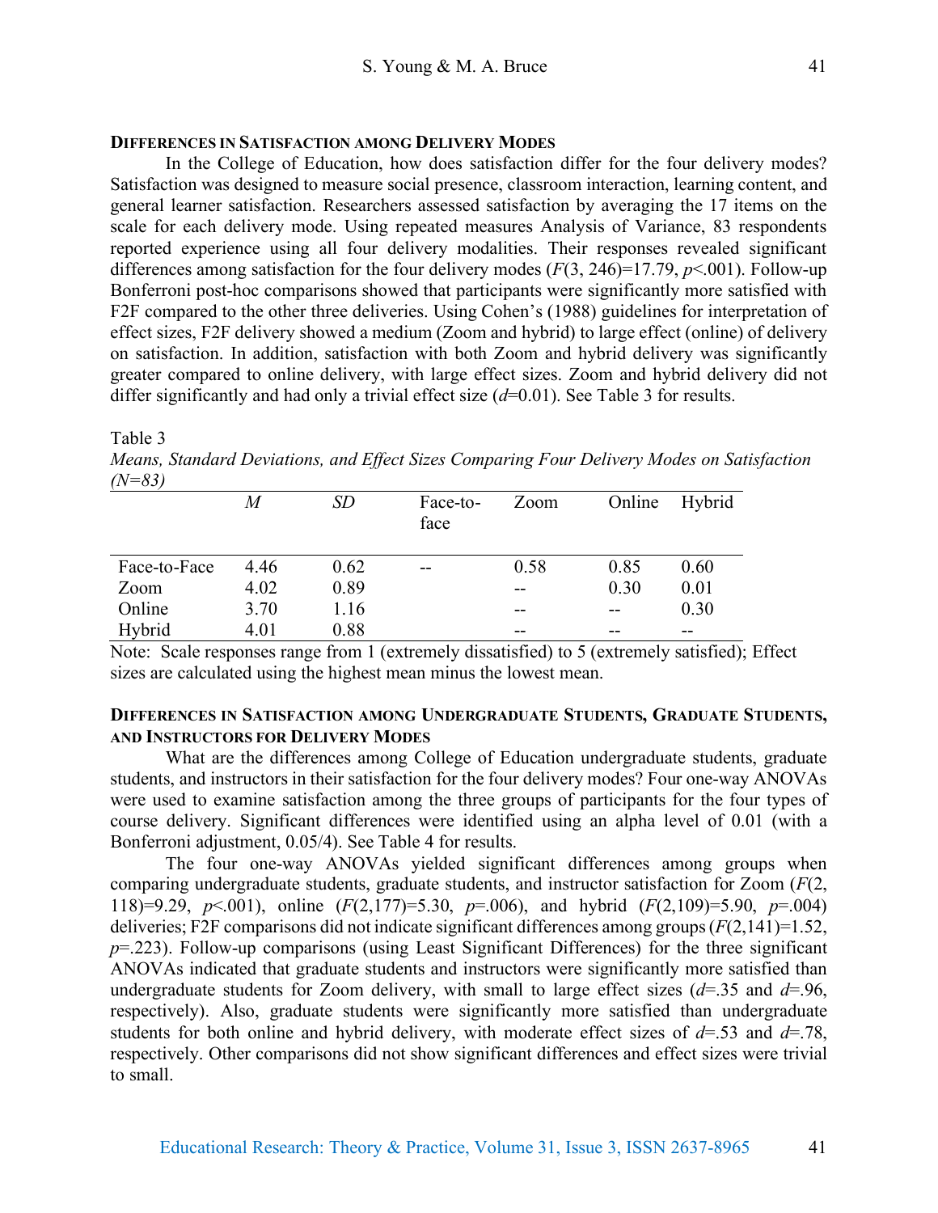### Differences in Satisfaction among Delivery Modes

In the College of Education, how does satisfaction differ for the four delivery modes? Satisfaction was designed to measure social presence, classroom interaction, learning content, and general learner satisfaction. Researchers assessed satisfaction by averaging the 17 items on the scale for each delivery mode. Using repeated measures Analysis of Variance, 83 respondents reported experience using all four delivery modalities. Their responses revealed significant differences among satisfaction for the four delivery modes ($F(3, 246)=17.79$, $p<.001$). Follow-up Bonferroni post-hoc comparisons showed that participants were significantly more satisfied with F2F compared to the other three deliveries. Using Cohen's (1988) guidelines for interpretation of effect sizes, F2F delivery showed a medium (Zoom and hybrid) to large effect (online) of delivery on satisfaction. In addition, satisfaction with both Zoom and hybrid delivery was significantly greater compared to online delivery, with large effect sizes. Zoom and hybrid delivery did not differ significantly and had only a trivial effect size ($d=0.01$). See Table 3 for results.

Table 3

*Means, Standard Deviations, and Effect Sizes Comparing Four Delivery Modes on Satisfaction (N=83)*

| | *M* | *SD* | Face-to-face | Zoom | Online | Hybrid |
|---|---|---|---|---|---|---|
| Face-to-Face | 4.46 | 0.62 | -- | 0.58 | 0.85 | 0.60 |
| Zoom | 4.02 | 0.89 | | -- | 0.30 | 0.01 |
| Online | 3.70 | 1.16 | | -- | -- | 0.30 |
| Hybrid | 4.01 | 0.88 | | -- | -- | -- |

Note: Scale responses range from 1 (extremely dissatisfied) to 5 (extremely satisfied); Effect sizes are calculated using the highest mean minus the lowest mean.

### Differences in Satisfaction among Undergraduate Students, Graduate Students, and Instructors for Delivery Modes

What are the differences among College of Education undergraduate students, graduate students, and instructors in their satisfaction for the four delivery modes? Four one-way ANOVAs were used to examine satisfaction among the three groups of participants for the four types of course delivery. Significant differences were identified using an alpha level of 0.01 (with a Bonferroni adjustment, 0.05/4). See Table 4 for results.

The four one-way ANOVAs yielded significant differences among groups when comparing undergraduate students, graduate students, and instructor satisfaction for Zoom ($F(2, 118)=9.29$, $p<.001$), online ($F(2,177)=5.30$, $p=.006$), and hybrid ($F(2,109)=5.90$, $p=.004$) deliveries; F2F comparisons did not indicate significant differences among groups ($F(2,141)=1.52$, $p=.223$). Follow-up comparisons (using Least Significant Differences) for the three significant ANOVAs indicated that graduate students and instructors were significantly more satisfied than undergraduate students for Zoom delivery, with small to large effect sizes ($d=.35$ and $d=.96$, respectively). Also, graduate students were significantly more satisfied than undergraduate students for both online and hybrid delivery, with moderate effect sizes of $d=.53$ and $d=.78$, respectively. Other comparisons did not show significant differences and effect sizes were trivial to small.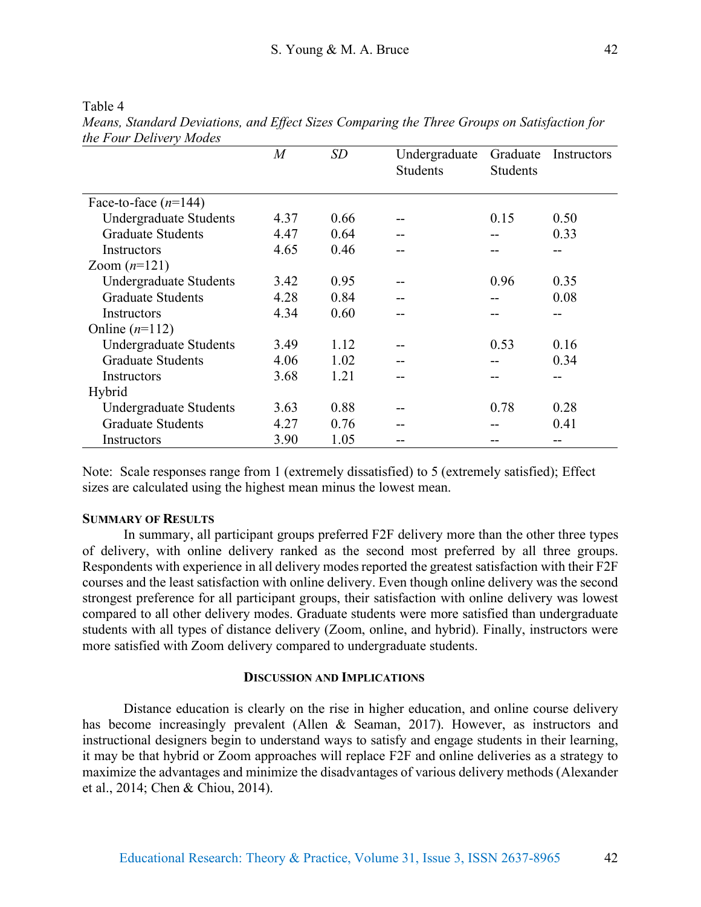Table 4
*Means, Standard Deviations, and Effect Sizes Comparing the Three Groups on Satisfaction for the Four Delivery Modes*

| | *M* | *SD* | Undergraduate Students | Graduate Students | Instructors |
|---|---|---|---|---|---|
| Face-to-face (*n*=144) | | | | | |
| Undergraduate Students | 4.37 | 0.66 | -- | 0.15 | 0.50 |
| Graduate Students | 4.47 | 0.64 | -- | -- | 0.33 |
| Instructors | 4.65 | 0.46 | -- | -- | -- |
| Zoom (*n*=121) | | | | | |
| Undergraduate Students | 3.42 | 0.95 | -- | 0.96 | 0.35 |
| Graduate Students | 4.28 | 0.84 | -- | -- | 0.08 |
| Instructors | 4.34 | 0.60 | -- | -- | -- |
| Online (*n*=112) | | | | | |
| Undergraduate Students | 3.49 | 1.12 | -- | 0.53 | 0.16 |
| Graduate Students | 4.06 | 1.02 | -- | -- | 0.34 |
| Instructors | 3.68 | 1.21 | -- | -- | -- |
| Hybrid | | | | | |
| Undergraduate Students | 3.63 | 0.88 | -- | 0.78 | 0.28 |
| Graduate Students | 4.27 | 0.76 | -- | -- | 0.41 |
| Instructors | 3.90 | 1.05 | -- | -- | -- |

Note: Scale responses range from 1 (extremely dissatisfied) to 5 (extremely satisfied); Effect sizes are calculated using the highest mean minus the lowest mean.

### Summary of Results

In summary, all participant groups preferred F2F delivery more than the other three types of delivery, with online delivery ranked as the second most preferred by all three groups. Respondents with experience in all delivery modes reported the greatest satisfaction with their F2F courses and the least satisfaction with online delivery. Even though online delivery was the second strongest preference for all participant groups, their satisfaction with online delivery was lowest compared to all other delivery modes. Graduate students were more satisfied than undergraduate students with all types of distance delivery (Zoom, online, and hybrid). Finally, instructors were more satisfied with Zoom delivery compared to undergraduate students.

## Discussion and Implications

Distance education is clearly on the rise in higher education, and online course delivery has become increasingly prevalent (Allen & Seaman, 2017). However, as instructors and instructional designers begin to understand ways to satisfy and engage students in their learning, it may be that hybrid or Zoom approaches will replace F2F and online deliveries as a strategy to maximize the advantages and minimize the disadvantages of various delivery methods (Alexander et al., 2014; Chen & Chiou, 2014).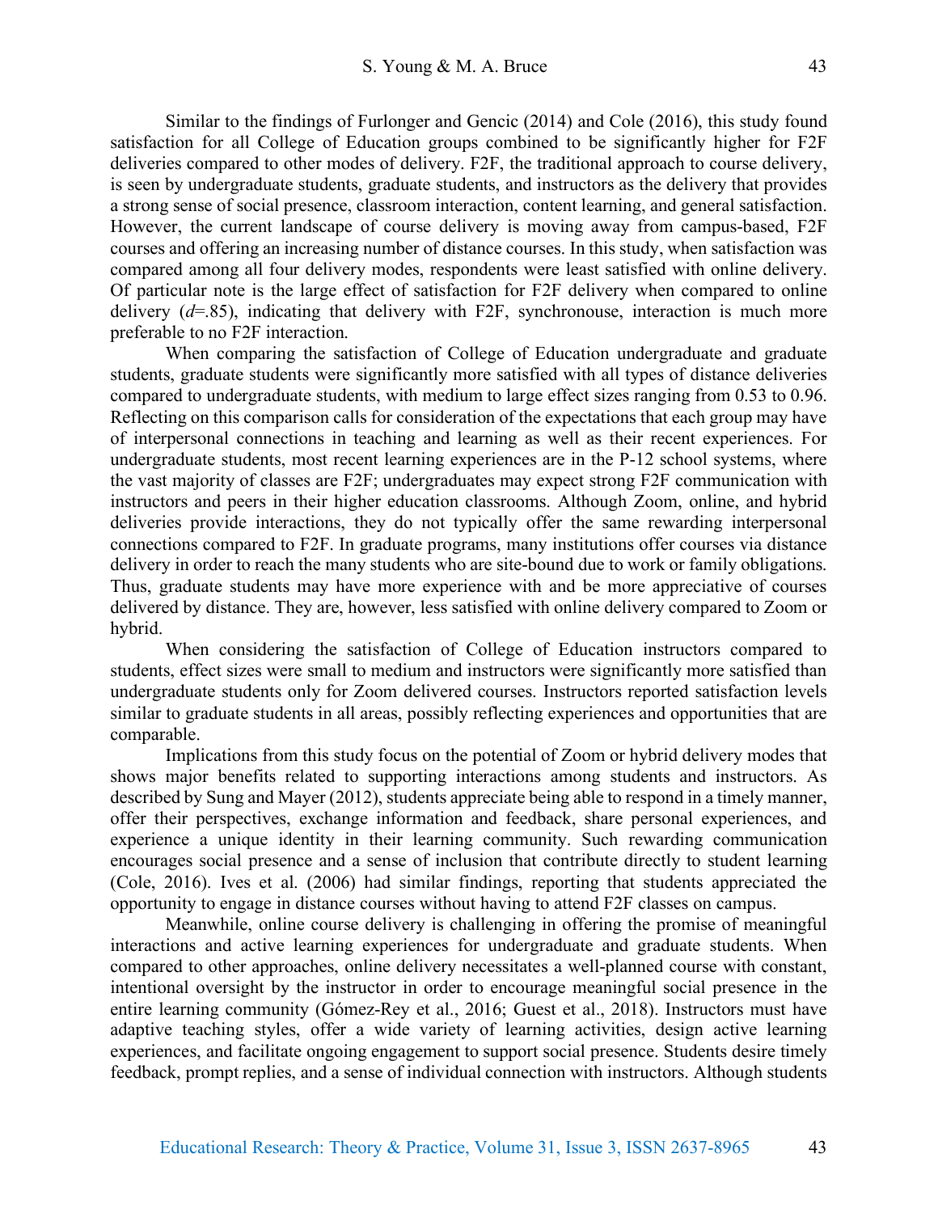Similar to the findings of Furlonger and Gencic (2014) and Cole (2016), this study found satisfaction for all College of Education groups combined to be significantly higher for F2F deliveries compared to other modes of delivery. F2F, the traditional approach to course delivery, is seen by undergraduate students, graduate students, and instructors as the delivery that provides a strong sense of social presence, classroom interaction, content learning, and general satisfaction. However, the current landscape of course delivery is moving away from campus-based, F2F courses and offering an increasing number of distance courses. In this study, when satisfaction was compared among all four delivery modes, respondents were least satisfied with online delivery. Of particular note is the large effect of satisfaction for F2F delivery when compared to online delivery ($d$=.85), indicating that delivery with F2F, synchronouse, interaction is much more preferable to no F2F interaction.

When comparing the satisfaction of College of Education undergraduate and graduate students, graduate students were significantly more satisfied with all types of distance deliveries compared to undergraduate students, with medium to large effect sizes ranging from 0.53 to 0.96. Reflecting on this comparison calls for consideration of the expectations that each group may have of interpersonal connections in teaching and learning as well as their recent experiences. For undergraduate students, most recent learning experiences are in the P-12 school systems, where the vast majority of classes are F2F; undergraduates may expect strong F2F communication with instructors and peers in their higher education classrooms. Although Zoom, online, and hybrid deliveries provide interactions, they do not typically offer the same rewarding interpersonal connections compared to F2F. In graduate programs, many institutions offer courses via distance delivery in order to reach the many students who are site-bound due to work or family obligations. Thus, graduate students may have more experience with and be more appreciative of courses delivered by distance. They are, however, less satisfied with online delivery compared to Zoom or hybrid.

When considering the satisfaction of College of Education instructors compared to students, effect sizes were small to medium and instructors were significantly more satisfied than undergraduate students only for Zoom delivered courses. Instructors reported satisfaction levels similar to graduate students in all areas, possibly reflecting experiences and opportunities that are comparable.

Implications from this study focus on the potential of Zoom or hybrid delivery modes that shows major benefits related to supporting interactions among students and instructors. As described by Sung and Mayer (2012), students appreciate being able to respond in a timely manner, offer their perspectives, exchange information and feedback, share personal experiences, and experience a unique identity in their learning community. Such rewarding communication encourages social presence and a sense of inclusion that contribute directly to student learning (Cole, 2016). Ives et al. (2006) had similar findings, reporting that students appreciated the opportunity to engage in distance courses without having to attend F2F classes on campus.

Meanwhile, online course delivery is challenging in offering the promise of meaningful interactions and active learning experiences for undergraduate and graduate students. When compared to other approaches, online delivery necessitates a well-planned course with constant, intentional oversight by the instructor in order to encourage meaningful social presence in the entire learning community (Gómez-Rey et al., 2016; Guest et al., 2018). Instructors must have adaptive teaching styles, offer a wide variety of learning activities, design active learning experiences, and facilitate ongoing engagement to support social presence. Students desire timely feedback, prompt replies, and a sense of individual connection with instructors. Although students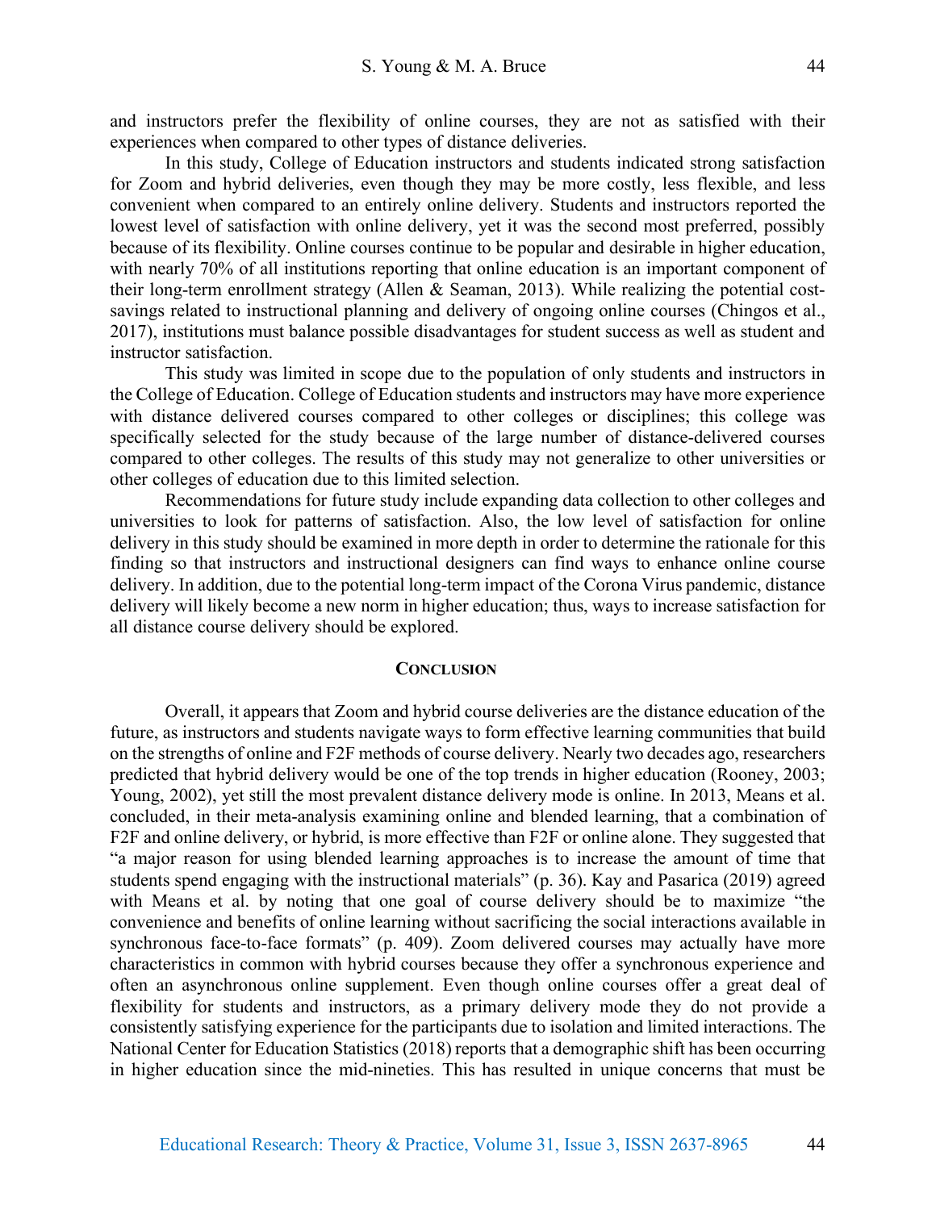and instructors prefer the flexibility of online courses, they are not as satisfied with their experiences when compared to other types of distance deliveries.

In this study, College of Education instructors and students indicated strong satisfaction for Zoom and hybrid deliveries, even though they may be more costly, less flexible, and less convenient when compared to an entirely online delivery. Students and instructors reported the lowest level of satisfaction with online delivery, yet it was the second most preferred, possibly because of its flexibility. Online courses continue to be popular and desirable in higher education, with nearly 70% of all institutions reporting that online education is an important component of their long-term enrollment strategy (Allen & Seaman, 2013). While realizing the potential cost-savings related to instructional planning and delivery of ongoing online courses (Chingos et al., 2017), institutions must balance possible disadvantages for student success as well as student and instructor satisfaction.

This study was limited in scope due to the population of only students and instructors in the College of Education. College of Education students and instructors may have more experience with distance delivered courses compared to other colleges or disciplines; this college was specifically selected for the study because of the large number of distance-delivered courses compared to other colleges. The results of this study may not generalize to other universities or other colleges of education due to this limited selection.

Recommendations for future study include expanding data collection to other colleges and universities to look for patterns of satisfaction. Also, the low level of satisfaction for online delivery in this study should be examined in more depth in order to determine the rationale for this finding so that instructors and instructional designers can find ways to enhance online course delivery. In addition, due to the potential long-term impact of the Corona Virus pandemic, distance delivery will likely become a new norm in higher education; thus, ways to increase satisfaction for all distance course delivery should be explored.

## Conclusion

Overall, it appears that Zoom and hybrid course deliveries are the distance education of the future, as instructors and students navigate ways to form effective learning communities that build on the strengths of online and F2F methods of course delivery. Nearly two decades ago, researchers predicted that hybrid delivery would be one of the top trends in higher education (Rooney, 2003; Young, 2002), yet still the most prevalent distance delivery mode is online. In 2013, Means et al. concluded, in their meta-analysis examining online and blended learning, that a combination of F2F and online delivery, or hybrid, is more effective than F2F or online alone. They suggested that "a major reason for using blended learning approaches is to increase the amount of time that students spend engaging with the instructional materials" (p. 36). Kay and Pasarica (2019) agreed with Means et al. by noting that one goal of course delivery should be to maximize "the convenience and benefits of online learning without sacrificing the social interactions available in synchronous face-to-face formats" (p. 409). Zoom delivered courses may actually have more characteristics in common with hybrid courses because they offer a synchronous experience and often an asynchronous online supplement. Even though online courses offer a great deal of flexibility for students and instructors, as a primary delivery mode they do not provide a consistently satisfying experience for the participants due to isolation and limited interactions. The National Center for Education Statistics (2018) reports that a demographic shift has been occurring in higher education since the mid-nineties. This has resulted in unique concerns that must be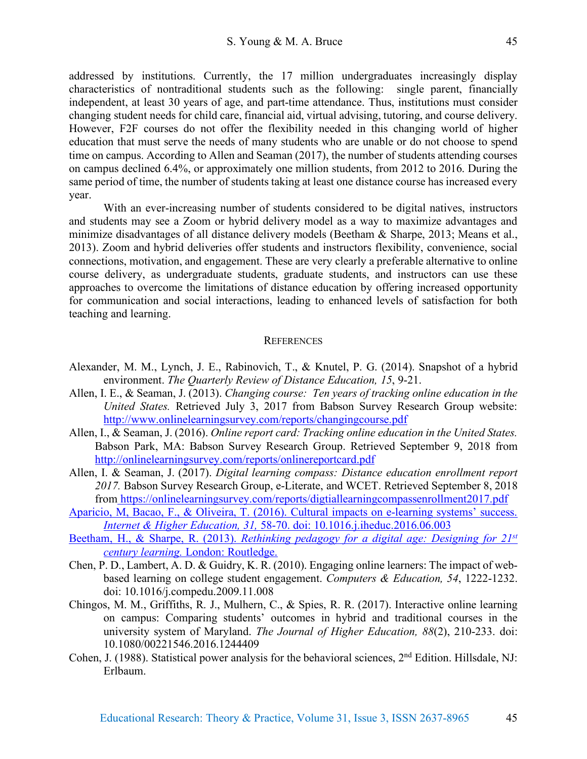addressed by institutions. Currently, the 17 million undergraduates increasingly display characteristics of nontraditional students such as the following: single parent, financially independent, at least 30 years of age, and part-time attendance. Thus, institutions must consider changing student needs for child care, financial aid, virtual advising, tutoring, and course delivery. However, F2F courses do not offer the flexibility needed in this changing world of higher education that must serve the needs of many students who are unable or do not choose to spend time on campus. According to Allen and Seaman (2017), the number of students attending courses on campus declined 6.4%, or approximately one million students, from 2012 to 2016. During the same period of time, the number of students taking at least one distance course has increased every year.

With an ever-increasing number of students considered to be digital natives, instructors and students may see a Zoom or hybrid delivery model as a way to maximize advantages and minimize disadvantages of all distance delivery models (Beetham & Sharpe, 2013; Means et al., 2013). Zoom and hybrid deliveries offer students and instructors flexibility, convenience, social connections, motivation, and engagement. These are very clearly a preferable alternative to online course delivery, as undergraduate students, graduate students, and instructors can use these approaches to overcome the limitations of distance education by offering increased opportunity for communication and social interactions, leading to enhanced levels of satisfaction for both teaching and learning.

## References

Alexander, M. M., Lynch, J. E., Rabinovich, T., & Knutel, P. G. (2014). Snapshot of a hybrid environment. *The Quarterly Review of Distance Education, 15*, 9-21.

Allen, I. E., & Seaman, J. (2013). *Changing course: Ten years of tracking online education in the United States.* Retrieved July 3, 2017 from Babson Survey Research Group website: http://www.onlinelearningsurvey.com/reports/changingcourse.pdf

Allen, I., & Seaman, J. (2016). *Online report card: Tracking online education in the United States.* Babson Park, MA: Babson Survey Research Group. Retrieved September 9, 2018 from http://onlinelearningsurvey.com/reports/onlinereportcard.pdf

Allen, I. & Seaman, J. (2017). *Digital learning compass: Distance education enrollment report 2017.* Babson Survey Research Group, e-Literate, and WCET. Retrieved September 8, 2018 from https://onlinelearningsurvey.com/reports/digtiallearningcompassenrollment2017.pdf

Aparicio, M, Bacao, F., & Oliveira, T. (2016). Cultural impacts on e-learning systems' success. *Internet & Higher Education, 31,* 58-70. doi: 10.1016.j.iheduc.2016.06.003

Beetham, H., & Sharpe, R. (2013). *Rethinking pedagogy for a digital age: Designing for 21st century learning.* London: Routledge.

Chen, P. D., Lambert, A. D. & Guidry, K. R. (2010). Engaging online learners: The impact of web-based learning on college student engagement. *Computers & Education, 54*, 1222-1232. doi: 10.1016/j.compedu.2009.11.008

Chingos, M. M., Griffiths, R. J., Mulhern, C., & Spies, R. R. (2017). Interactive online learning on campus: Comparing students' outcomes in hybrid and traditional courses in the university system of Maryland. *The Journal of Higher Education, 88*(2), 210-233. doi: 10.1080/00221546.2016.1244409

Cohen, J. (1988). Statistical power analysis for the behavioral sciences, 2nd Edition. Hillsdale, NJ: Erlbaum.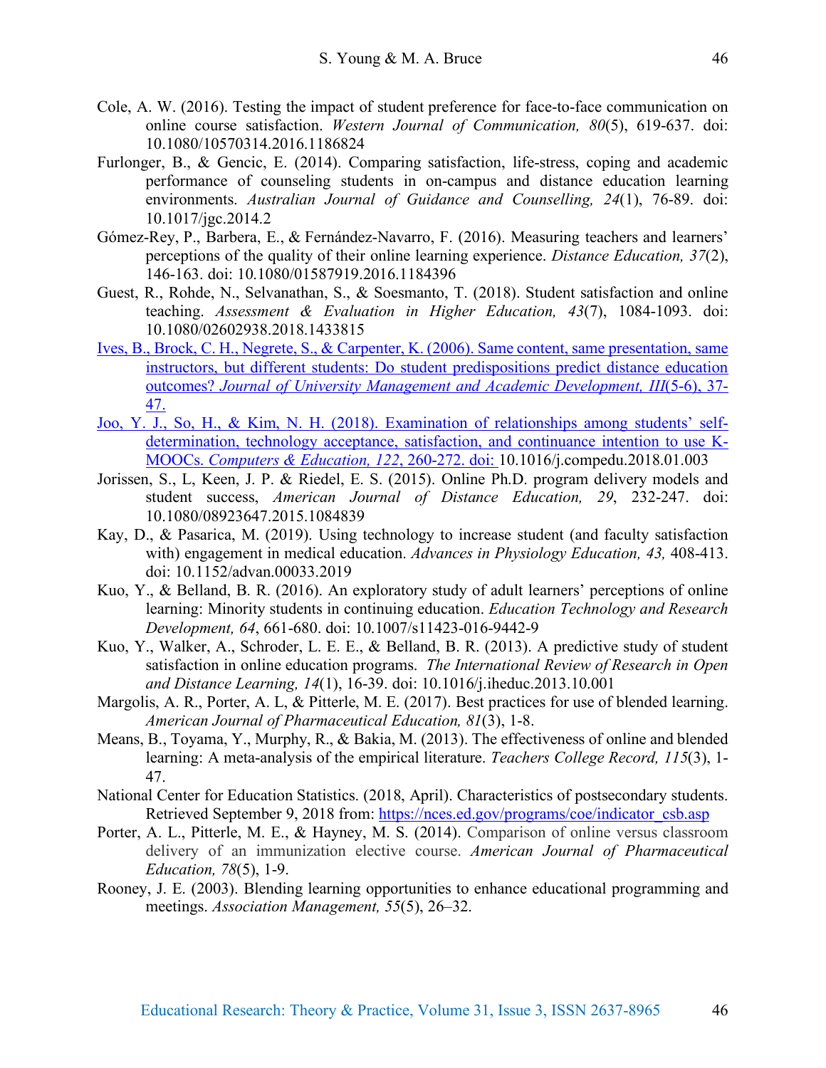Cole, A. W. (2016). Testing the impact of student preference for face-to-face communication on online course satisfaction. *Western Journal of Communication, 80*(5), 619-637. doi: 10.1080/10570314.2016.1186824

Furlonger, B., & Gencic, E. (2014). Comparing satisfaction, life-stress, coping and academic performance of counseling students in on-campus and distance education learning environments. *Australian Journal of Guidance and Counselling, 24*(1), 76-89. doi: 10.1017/jgc.2014.2

Gómez-Rey, P., Barbera, E., & Fernández-Navarro, F. (2016). Measuring teachers and learners' perceptions of the quality of their online learning experience. *Distance Education, 37*(2), 146-163. doi: 10.1080/01587919.2016.1184396

Guest, R., Rohde, N., Selvanathan, S., & Soesmanto, T. (2018). Student satisfaction and online teaching. *Assessment & Evaluation in Higher Education, 43*(7), 1084-1093. doi: 10.1080/02602938.2018.1433815

Ives, B., Brock, C. H., Negrete, S., & Carpenter, K. (2006). Same content, same presentation, same instructors, but different students: Do student predispositions predict distance education outcomes? *Journal of University Management and Academic Development, III*(5-6), 37-47.

Joo, Y. J., So, H., & Kim, N. H. (2018). Examination of relationships among students' self-determination, technology acceptance, satisfaction, and continuance intention to use K-MOOCs. *Computers & Education, 122*, 260-272. doi: 10.1016/j.compedu.2018.01.003

Jorissen, S., L, Keen, J. P. & Riedel, E. S. (2015). Online Ph.D. program delivery models and student success, *American Journal of Distance Education, 29*, 232-247. doi: 10.1080/08923647.2015.1084839

Kay, D., & Pasarica, M. (2019). Using technology to increase student (and faculty satisfaction with) engagement in medical education. *Advances in Physiology Education, 43,* 408-413. doi: 10.1152/advan.00033.2019

Kuo, Y., & Belland, B. R. (2016). An exploratory study of adult learners' perceptions of online learning: Minority students in continuing education. *Education Technology and Research Development, 64*, 661-680. doi: 10.1007/s11423-016-9442-9

Kuo, Y., Walker, A., Schroder, L. E. E., & Belland, B. R. (2013). A predictive study of student satisfaction in online education programs. *The International Review of Research in Open and Distance Learning, 14*(1), 16-39. doi: 10.1016/j.iheduc.2013.10.001

Margolis, A. R., Porter, A. L, & Pitterle, M. E. (2017). Best practices for use of blended learning. *American Journal of Pharmaceutical Education, 81*(3), 1-8.

Means, B., Toyama, Y., Murphy, R., & Bakia, M. (2013). The effectiveness of online and blended learning: A meta-analysis of the empirical literature. *Teachers College Record, 115*(3), 1-47.

National Center for Education Statistics. (2018, April). Characteristics of postsecondary students. Retrieved September 9, 2018 from: https://nces.ed.gov/programs/coe/indicator_csb.asp

Porter, A. L., Pitterle, M. E., & Hayney, M. S. (2014). Comparison of online versus classroom delivery of an immunization elective course. *American Journal of Pharmaceutical Education, 78*(5), 1-9.

Rooney, J. E. (2003). Blending learning opportunities to enhance educational programming and meetings. *Association Management, 55*(5), 26–32.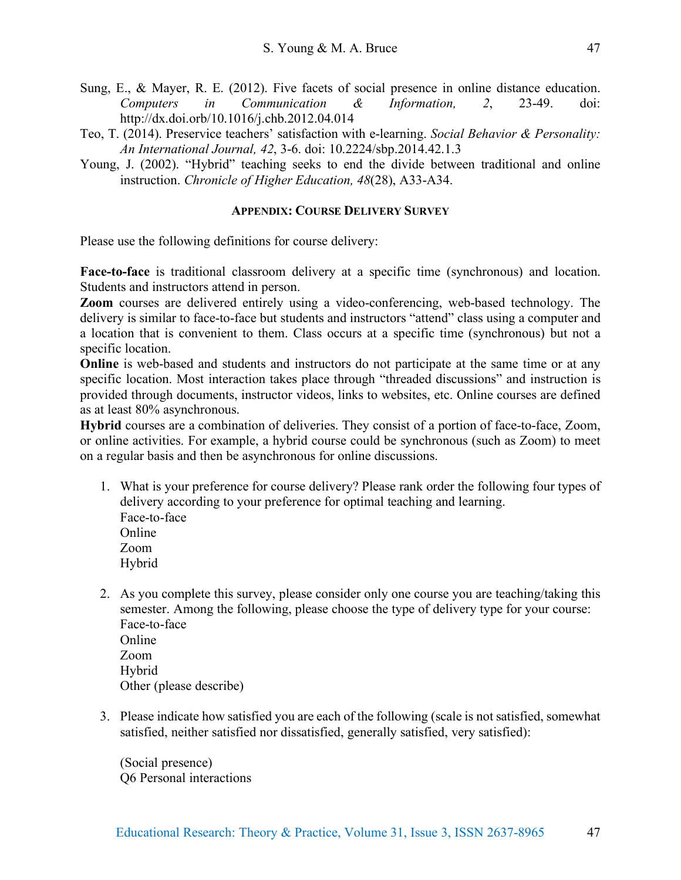Sung, E., & Mayer, R. E. (2012). Five facets of social presence in online distance education. *Computers in Communication & Information, 2*, 23-49. doi: http://dx.doi.orb/10.1016/j.chb.2012.04.014

Teo, T. (2014). Preservice teachers' satisfaction with e-learning. *Social Behavior & Personality: An International Journal, 42*, 3-6. doi: 10.2224/sbp.2014.42.1.3

Young, J. (2002). "Hybrid" teaching seeks to end the divide between traditional and online instruction. *Chronicle of Higher Education, 48*(28), A33-A34.

## Appendix: Course Delivery Survey

Please use the following definitions for course delivery:

**Face-to-face** is traditional classroom delivery at a specific time (synchronous) and location. Students and instructors attend in person.

**Zoom** courses are delivered entirely using a video-conferencing, web-based technology. The delivery is similar to face-to-face but students and instructors "attend" class using a computer and a location that is convenient to them. Class occurs at a specific time (synchronous) but not a specific location.

**Online** is web-based and students and instructors do not participate at the same time or at any specific location. Most interaction takes place through "threaded discussions" and instruction is provided through documents, instructor videos, links to websites, etc. Online courses are defined as at least 80% asynchronous.

**Hybrid** courses are a combination of deliveries. They consist of a portion of face-to-face, Zoom, or online activities. For example, a hybrid course could be synchronous (such as Zoom) to meet on a regular basis and then be asynchronous for online discussions.

1. What is your preference for course delivery? Please rank order the following four types of delivery according to your preference for optimal teaching and learning.
   Face-to-face
   Online
   Zoom
   Hybrid

2. As you complete this survey, please consider only one course you are teaching/taking this semester. Among the following, please choose the type of delivery type for your course:
   Face-to-face
   Online
   Zoom
   Hybrid
   Other (please describe)

3. Please indicate how satisfied you are each of the following (scale is not satisfied, somewhat satisfied, neither satisfied nor dissatisfied, generally satisfied, very satisfied):

   (Social presence)
   Q6 Personal interactions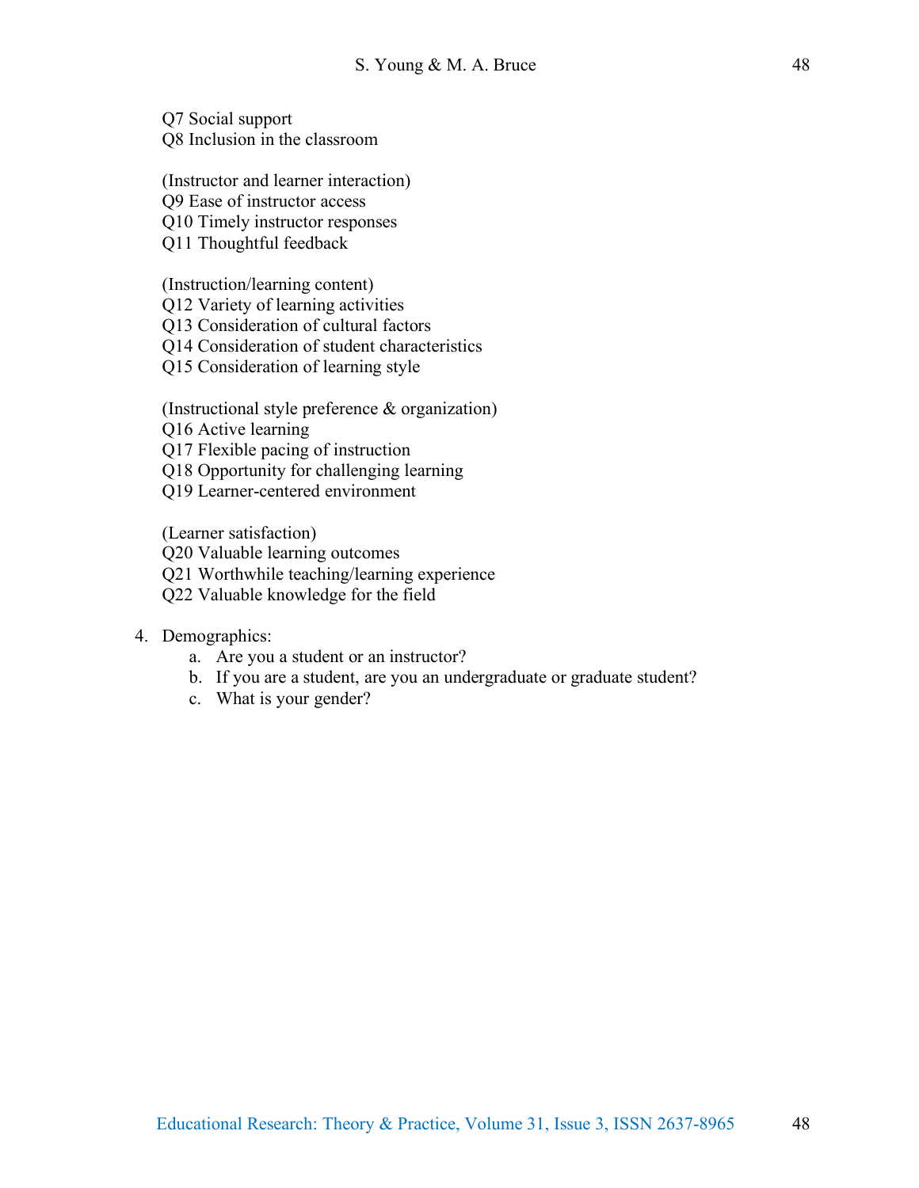Q7 Social support  
Q8 Inclusion in the classroom

(Instructor and learner interaction)  
Q9 Ease of instructor access  
Q10 Timely instructor responses  
Q11 Thoughtful feedback

(Instruction/learning content)  
Q12 Variety of learning activities  
Q13 Consideration of cultural factors  
Q14 Consideration of student characteristics  
Q15 Consideration of learning style

(Instructional style preference & organization)  
Q16 Active learning  
Q17 Flexible pacing of instruction  
Q18 Opportunity for challenging learning  
Q19 Learner-centered environment

(Learner satisfaction)  
Q20 Valuable learning outcomes  
Q21 Worthwhile teaching/learning experience  
Q22 Valuable knowledge for the field

4. Demographics:
    a. Are you a student or an instructor?
    b. If you are a student, are you an undergraduate or graduate student?
    c. What is your gender?